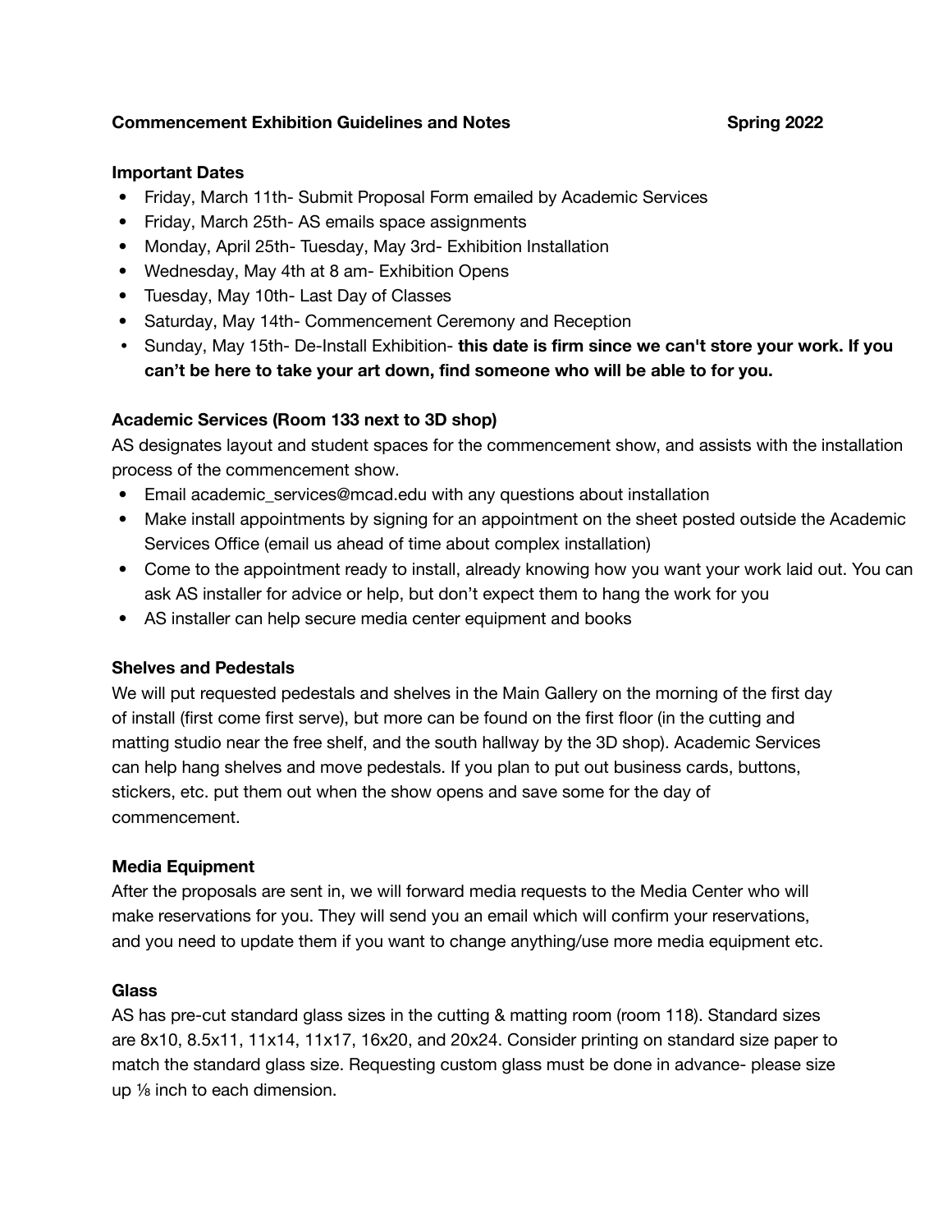**Commencement Exhibition Guidelines and Notes** **Spring 2022**

**Important Dates**

- Friday, March 11th- Submit Proposal Form emailed by Academic Services
- Friday, March 25th- AS emails space assignments
- Monday, April 25th- Tuesday, May 3rd- Exhibition Installation
- Wednesday, May 4th at 8 am- Exhibition Opens
- Tuesday, May 10th- Last Day of Classes
- Saturday, May 14th- Commencement Ceremony and Reception
- Sunday, May 15th- De-Install Exhibition- **this date is firm since we can't store your work. If you can't be here to take your art down, find someone who will be able to for you.**

**Academic Services (Room 133 next to 3D shop)**

AS designates layout and student spaces for the commencement show, and assists with the installation process of the commencement show.

- Email academic_services@mcad.edu with any questions about installation
- Make install appointments by signing for an appointment on the sheet posted outside the Academic Services Office (email us ahead of time about complex installation)
- Come to the appointment ready to install, already knowing how you want your work laid out. You can ask AS installer for advice or help, but don't expect them to hang the work for you
- AS installer can help secure media center equipment and books

**Shelves and Pedestals**

We will put requested pedestals and shelves in the Main Gallery on the morning of the first day of install (first come first serve), but more can be found on the first floor (in the cutting and matting studio near the free shelf, and the south hallway by the 3D shop). Academic Services can help hang shelves and move pedestals. If you plan to put out business cards, buttons, stickers, etc. put them out when the show opens and save some for the day of commencement.

**Media Equipment**

After the proposals are sent in, we will forward media requests to the Media Center who will make reservations for you. They will send you an email which will confirm your reservations, and you need to update them if you want to change anything/use more media equipment etc.

**Glass**

AS has pre-cut standard glass sizes in the cutting & matting room (room 118). Standard sizes are 8x10, 8.5x11, 11x14, 11x17, 16x20, and 20x24. Consider printing on standard size paper to match the standard glass size. Requesting custom glass must be done in advance- please size up ⅛ inch to each dimension.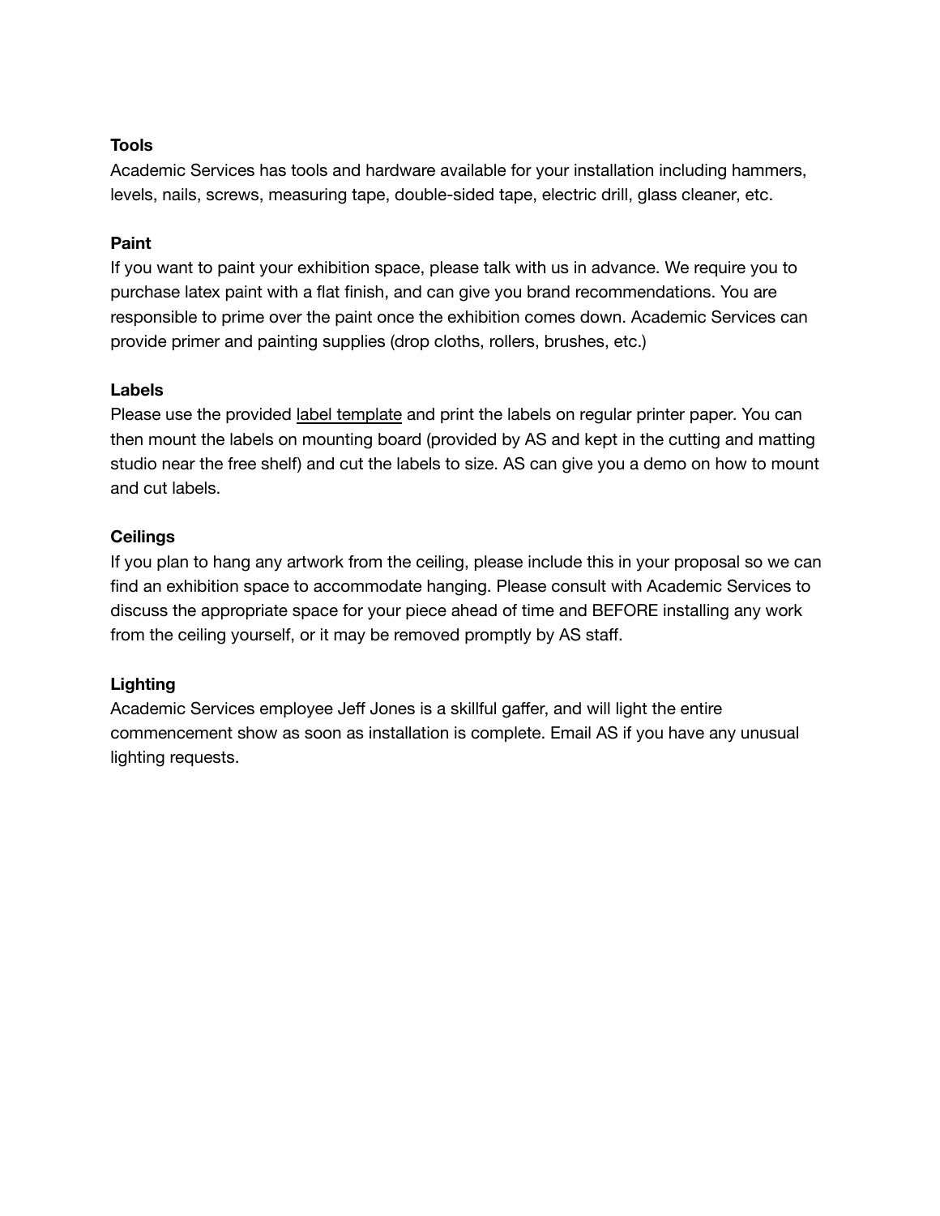**Tools**

Academic Services has tools and hardware available for your installation including hammers, levels, nails, screws, measuring tape, double-sided tape, electric drill, glass cleaner, etc.

**Paint**

If you want to paint your exhibition space, please talk with us in advance. We require you to purchase latex paint with a flat finish, and can give you brand recommendations. You are responsible to prime over the paint once the exhibition comes down. Academic Services can provide primer and painting supplies (drop cloths, rollers, brushes, etc.)

**Labels**

Please use the provided label template and print the labels on regular printer paper. You can then mount the labels on mounting board (provided by AS and kept in the cutting and matting studio near the free shelf) and cut the labels to size. AS can give you a demo on how to mount and cut labels.

**Ceilings**

If you plan to hang any artwork from the ceiling, please include this in your proposal so we can find an exhibition space to accommodate hanging. Please consult with Academic Services to discuss the appropriate space for your piece ahead of time and BEFORE installing any work from the ceiling yourself, or it may be removed promptly by AS staff.

**Lighting**

Academic Services employee Jeff Jones is a skillful gaffer, and will light the entire commencement show as soon as installation is complete. Email AS if you have any unusual lighting requests.